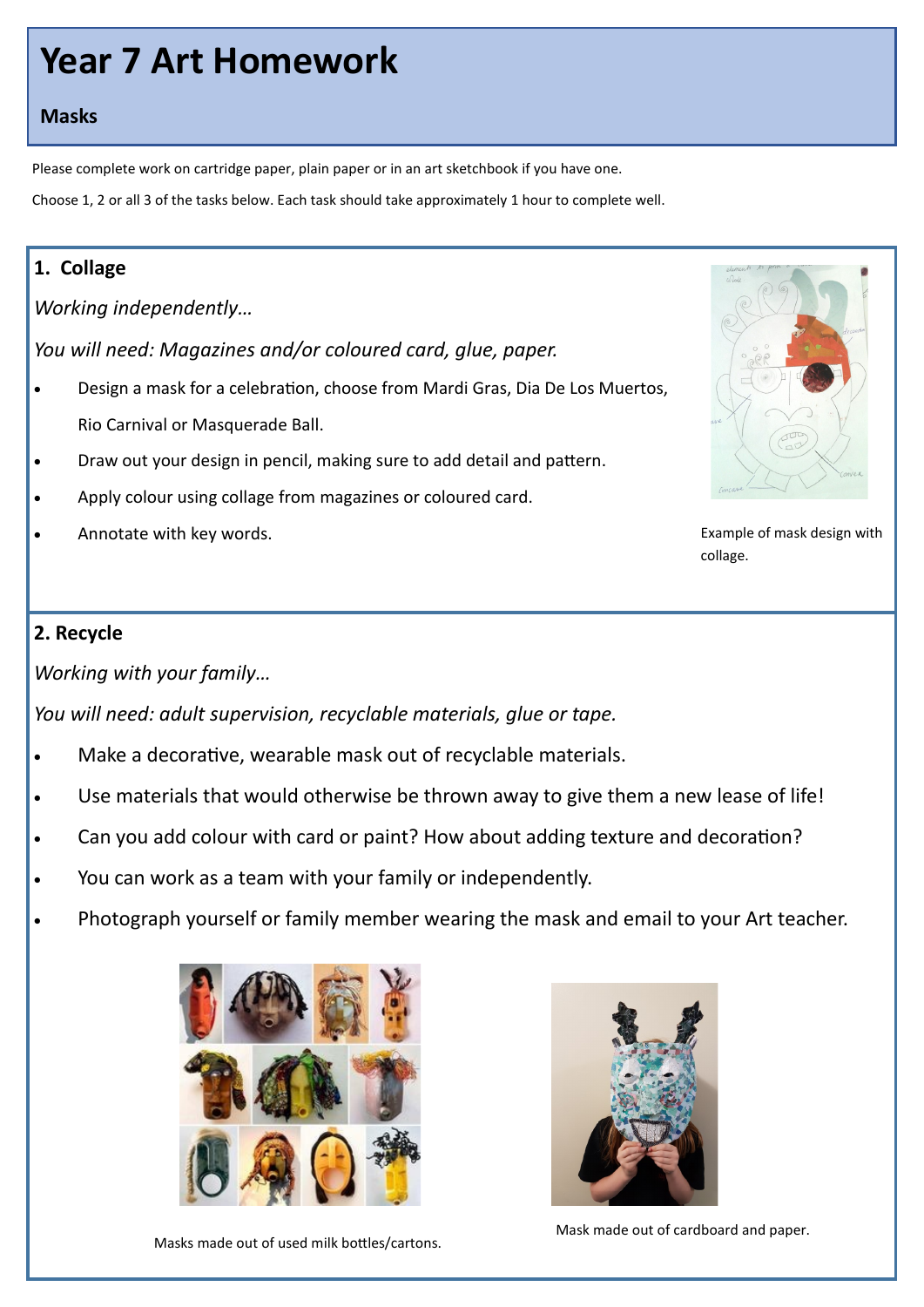# Year 7 Art Homework

## Masks

Please complete work on cartridge paper, plain paper or in an art sketchbook if you have one.

Choose 1, 2 or all 3 of the tasks below. Each task should take approximately 1 hour to complete well.

### 1. Collage

*Working independently…*

*You will need: Magazines and/or coloured card, glue, paper.*

- Design a mask for a celebration, choose from Mardi Gras, Dia De Los Muertos, Rio Carnival or Masquerade Ball.
- Draw out your design in pencil, making sure to add detail and pattern.
- Apply colour using collage from magazines or coloured card.
- Annotate with key words.

Example of mask design with collage.

### 2. Recycle

*Working with your family…*

*You will need: adult supervision, recyclable materials, glue or tape.*

- Make a decorative, wearable mask out of recyclable materials.
- Use materials that would otherwise be thrown away to give them a new lease of life!
- Can you add colour with card or paint? How about adding texture and decoration?
- You can work as a team with your family or independently.
- Photograph yourself or family member wearing the mask and email to your Art teacher.

Masks made out of used milk bottles/cartons.

Mask made out of cardboard and paper.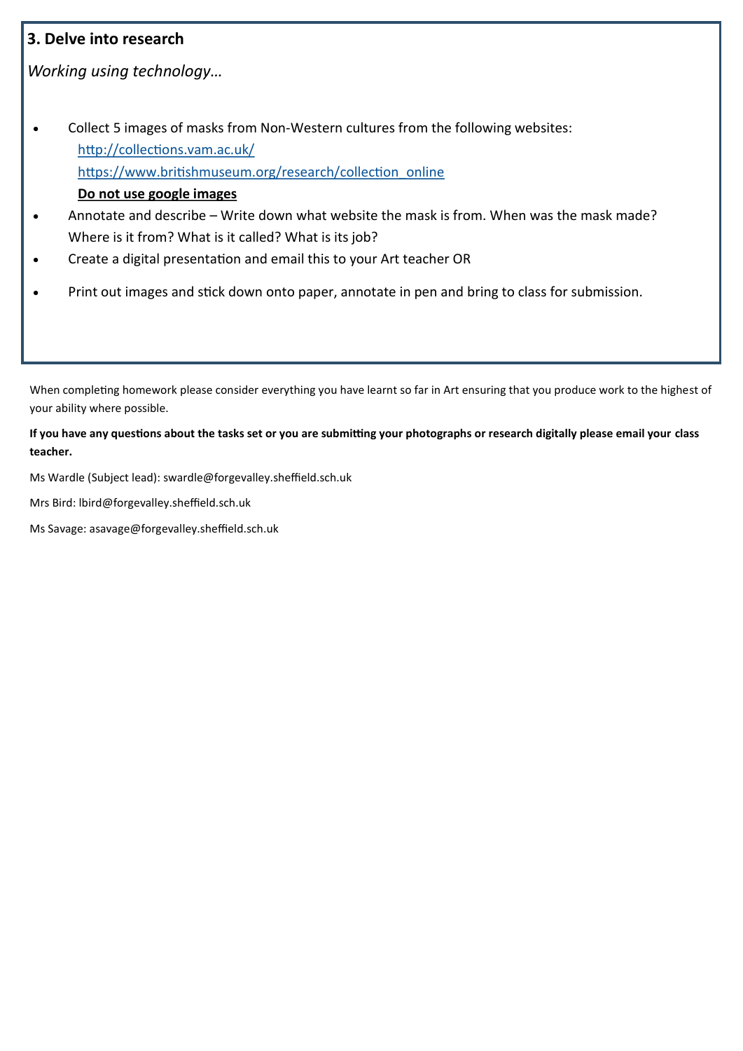## 3. Delve into research

*Working using technology…*

- Collect 5 images of masks from Non-Western cultures from the following websites:
  http://collections.vam.ac.uk/
  https://www.britishmuseum.org/research/collection_online
  **Do not use google images**
- Annotate and describe – Write down what website the mask is from. When was the mask made? Where is it from? What is it called? What is its job?
- Create a digital presentation and email this to your Art teacher OR
- Print out images and stick down onto paper, annotate in pen and bring to class for submission.

When completing homework please consider everything you have learnt so far in Art ensuring that you produce work to the highest of your ability where possible.

**If you have any questions about the tasks set or you are submitting your photographs or research digitally please email your class teacher.**

Ms Wardle (Subject lead): swardle@forgevalley.sheffield.sch.uk

Mrs Bird: lbird@forgevalley.sheffield.sch.uk

Ms Savage: asavage@forgevalley.sheffield.sch.uk